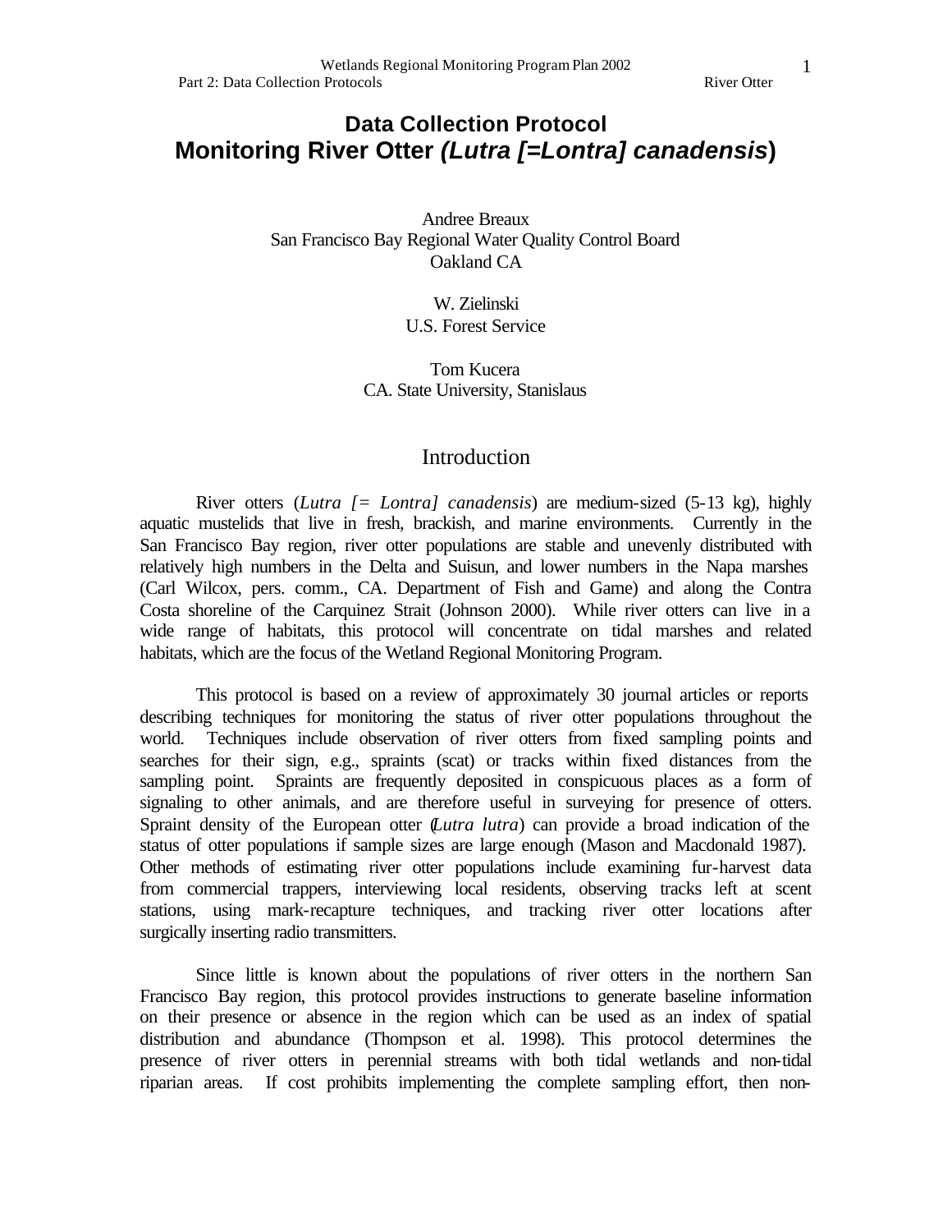# Data Collection Protocol
# Monitoring River Otter *(Lutra [=Lontra] canadensis)*

Andree Breaux
San Francisco Bay Regional Water Quality Control Board
Oakland CA

W. Zielinski
U.S. Forest Service

Tom Kucera
CA. State University, Stanislaus

## Introduction

River otters (*Lutra [= Lontra] canadensis*) are medium-sized (5-13 kg), highly aquatic mustelids that live in fresh, brackish, and marine environments. Currently in the San Francisco Bay region, river otter populations are stable and unevenly distributed with relatively high numbers in the Delta and Suisun, and lower numbers in the Napa marshes (Carl Wilcox, pers. comm., CA. Department of Fish and Game) and along the Contra Costa shoreline of the Carquinez Strait (Johnson 2000). While river otters can live in a wide range of habitats, this protocol will concentrate on tidal marshes and related habitats, which are the focus of the Wetland Regional Monitoring Program.

This protocol is based on a review of approximately 30 journal articles or reports describing techniques for monitoring the status of river otter populations throughout the world. Techniques include observation of river otters from fixed sampling points and searches for their sign, e.g., spraints (scat) or tracks within fixed distances from the sampling point. Spraints are frequently deposited in conspicuous places as a form of signaling to other animals, and are therefore useful in surveying for presence of otters. Spraint density of the European otter (*Lutra lutra*) can provide a broad indication of the status of otter populations if sample sizes are large enough (Mason and Macdonald 1987). Other methods of estimating river otter populations include examining fur-harvest data from commercial trappers, interviewing local residents, observing tracks left at scent stations, using mark-recapture techniques, and tracking river otter locations after surgically inserting radio transmitters.

Since little is known about the populations of river otters in the northern San Francisco Bay region, this protocol provides instructions to generate baseline information on their presence or absence in the region which can be used as an index of spatial distribution and abundance (Thompson et al. 1998). This protocol determines the presence of river otters in perennial streams with both tidal wetlands and non-tidal riparian areas. If cost prohibits implementing the complete sampling effort, then non-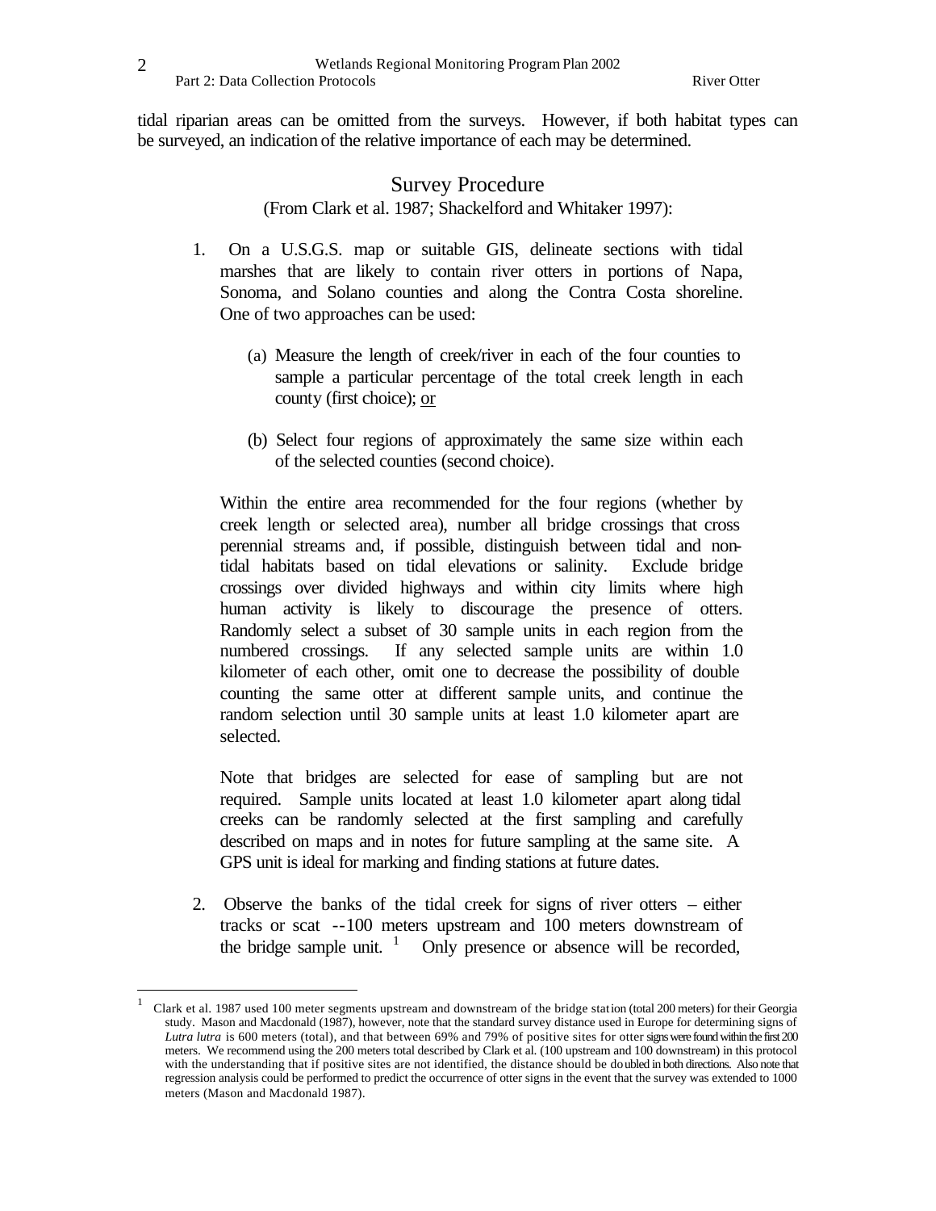tidal riparian areas can be omitted from the surveys. However, if both habitat types can be surveyed, an indication of the relative importance of each may be determined.

## Survey Procedure

(From Clark et al. 1987; Shackelford and Whitaker 1997):

1. On a U.S.G.S. map or suitable GIS, delineate sections with tidal marshes that are likely to contain river otters in portions of Napa, Sonoma, and Solano counties and along the Contra Costa shoreline. One of two approaches can be used:

   (a) Measure the length of creek/river in each of the four counties to sample a particular percentage of the total creek length in each county (first choice); <u>or</u>

   (b) Select four regions of approximately the same size within each of the selected counties (second choice).

   Within the entire area recommended for the four regions (whether by creek length or selected area), number all bridge crossings that cross perennial streams and, if possible, distinguish between tidal and non-tidal habitats based on tidal elevations or salinity. Exclude bridge crossings over divided highways and within city limits where high human activity is likely to discourage the presence of otters. Randomly select a subset of 30 sample units in each region from the numbered crossings. If any selected sample units are within 1.0 kilometer of each other, omit one to decrease the possibility of double counting the same otter at different sample units, and continue the random selection until 30 sample units at least 1.0 kilometer apart are selected.

   Note that bridges are selected for ease of sampling but are not required. Sample units located at least 1.0 kilometer apart along tidal creeks can be randomly selected at the first sampling and carefully described on maps and in notes for future sampling at the same site. A GPS unit is ideal for marking and finding stations at future dates.

2. Observe the banks of the tidal creek for signs of river otters – either tracks or scat --100 meters upstream and 100 meters downstream of the bridge sample unit. [1] Only presence or absence will be recorded,

---

[1] Clark et al. 1987 used 100 meter segments upstream and downstream of the bridge station (total 200 meters) for their Georgia study. Mason and Macdonald (1987), however, note that the standard survey distance used in Europe for determining signs of *Lutra lutra* is 600 meters (total), and that between 69% and 79% of positive sites for otter signs were found within the first 200 meters. We recommend using the 200 meters total described by Clark et al. (100 upstream and 100 downstream) in this protocol with the understanding that if positive sites are not identified, the distance should be doubled in both directions. Also note that regression analysis could be performed to predict the occurrence of otter signs in the event that the survey was extended to 1000 meters (Mason and Macdonald 1987).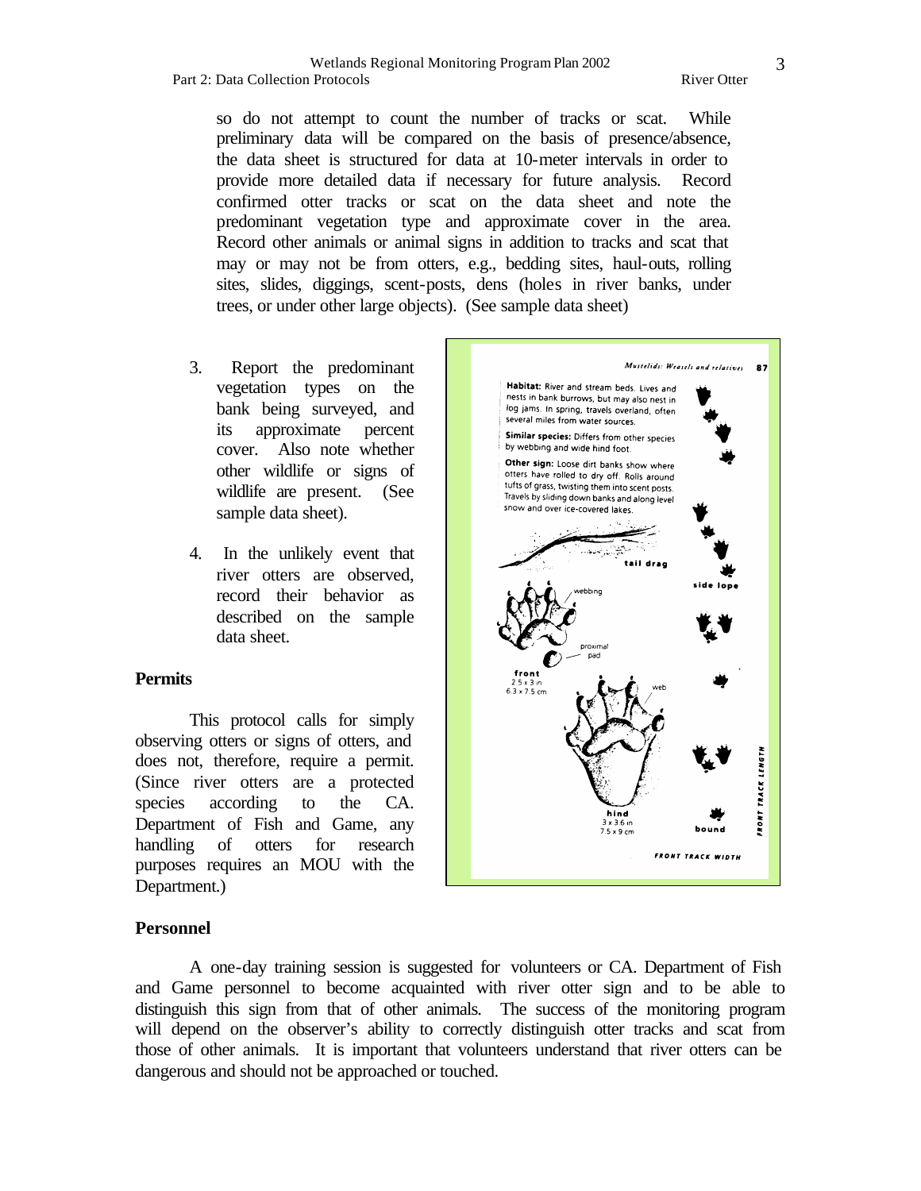so do not attempt to count the number of tracks or scat. While preliminary data will be compared on the basis of presence/absence, the data sheet is structured for data at 10-meter intervals in order to provide more detailed data if necessary for future analysis. Record confirmed otter tracks or scat on the data sheet and note the predominant vegetation type and approximate cover in the area. Record other animals or animal signs in addition to tracks and scat that may or may not be from otters, e.g., bedding sites, haul-outs, rolling sites, slides, diggings, scent-posts, dens (holes in river banks, under trees, or under other large objects). (See sample data sheet)

3. Report the predominant vegetation types on the bank being surveyed, and its approximate percent cover. Also note whether other wildlife or signs of wildlife are present. (See sample data sheet).

4. In the unlikely event that river otters are observed, record their behavior as described on the sample data sheet.

*Mustelids: Weasels and relatives* 87

**Habitat:** River and stream beds. Lives and nests in bank burrows, but may also nest in log jams. In spring, travels overland, often several miles from water sources.

**Similar species:** Differs from other species by webbing and wide hind foot.

**Other sign:** Loose dirt banks show where otters have rolled to dry off. Rolls around tufts of grass, twisting them into scent posts. Travels by sliding down banks and along level snow and over ice-covered lakes.

tail drag

side lope

webbing

proximal pad

front
2.5 x 3 in
6.3 x 7.5 cm

web

hind
3 x 3.6 in
7.5 x 9 cm

bound

FRONT TRACK LENGTH

FRONT TRACK WIDTH

## Permits

This protocol calls for simply observing otters or signs of otters, and does not, therefore, require a permit. (Since river otters are a protected species according to the CA. Department of Fish and Game, any handling of otters for research purposes requires an MOU with the Department.)

## Personnel

A one-day training session is suggested for volunteers or CA. Department of Fish and Game personnel to become acquainted with river otter sign and to be able to distinguish this sign from that of other animals. The success of the monitoring program will depend on the observer's ability to correctly distinguish otter tracks and scat from those of other animals. It is important that volunteers understand that river otters can be dangerous and should not be approached or touched.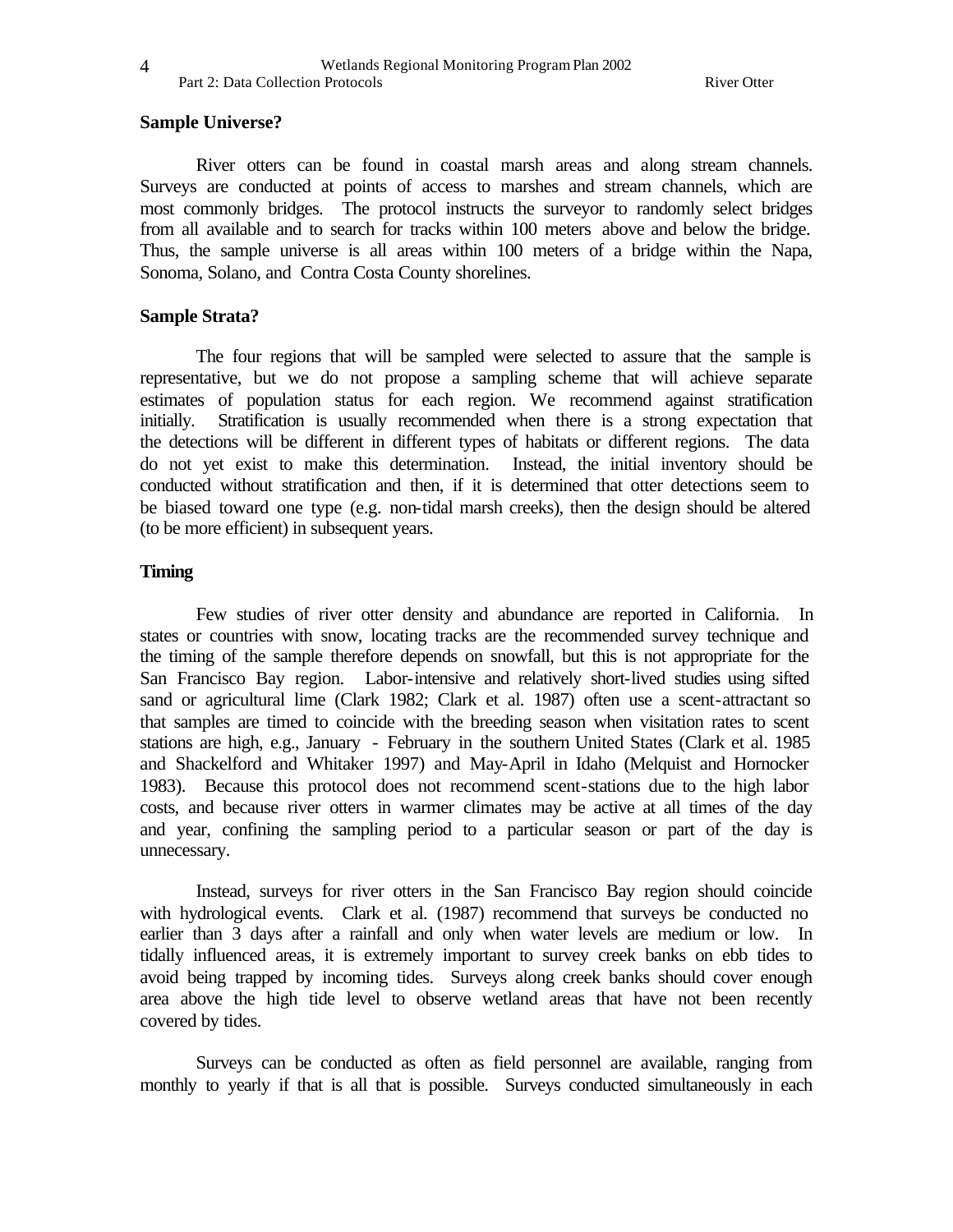**Sample Universe?**

River otters can be found in coastal marsh areas and along stream channels. Surveys are conducted at points of access to marshes and stream channels, which are most commonly bridges. The protocol instructs the surveyor to randomly select bridges from all available and to search for tracks within 100 meters above and below the bridge. Thus, the sample universe is all areas within 100 meters of a bridge within the Napa, Sonoma, Solano, and Contra Costa County shorelines.

**Sample Strata?**

The four regions that will be sampled were selected to assure that the sample is representative, but we do not propose a sampling scheme that will achieve separate estimates of population status for each region. We recommend against stratification initially. Stratification is usually recommended when there is a strong expectation that the detections will be different in different types of habitats or different regions. The data do not yet exist to make this determination. Instead, the initial inventory should be conducted without stratification and then, if it is determined that otter detections seem to be biased toward one type (e.g. non-tidal marsh creeks), then the design should be altered (to be more efficient) in subsequent years.

**Timing**

Few studies of river otter density and abundance are reported in California. In states or countries with snow, locating tracks are the recommended survey technique and the timing of the sample therefore depends on snowfall, but this is not appropriate for the San Francisco Bay region. Labor-intensive and relatively short-lived studies using sifted sand or agricultural lime (Clark 1982; Clark et al. 1987) often use a scent-attractant so that samples are timed to coincide with the breeding season when visitation rates to scent stations are high, e.g., January - February in the southern United States (Clark et al. 1985 and Shackelford and Whitaker 1997) and May-April in Idaho (Melquist and Hornocker 1983). Because this protocol does not recommend scent-stations due to the high labor costs, and because river otters in warmer climates may be active at all times of the day and year, confining the sampling period to a particular season or part of the day is unnecessary.

Instead, surveys for river otters in the San Francisco Bay region should coincide with hydrological events. Clark et al. (1987) recommend that surveys be conducted no earlier than 3 days after a rainfall and only when water levels are medium or low. In tidally influenced areas, it is extremely important to survey creek banks on ebb tides to avoid being trapped by incoming tides. Surveys along creek banks should cover enough area above the high tide level to observe wetland areas that have not been recently covered by tides.

Surveys can be conducted as often as field personnel are available, ranging from monthly to yearly if that is all that is possible. Surveys conducted simultaneously in each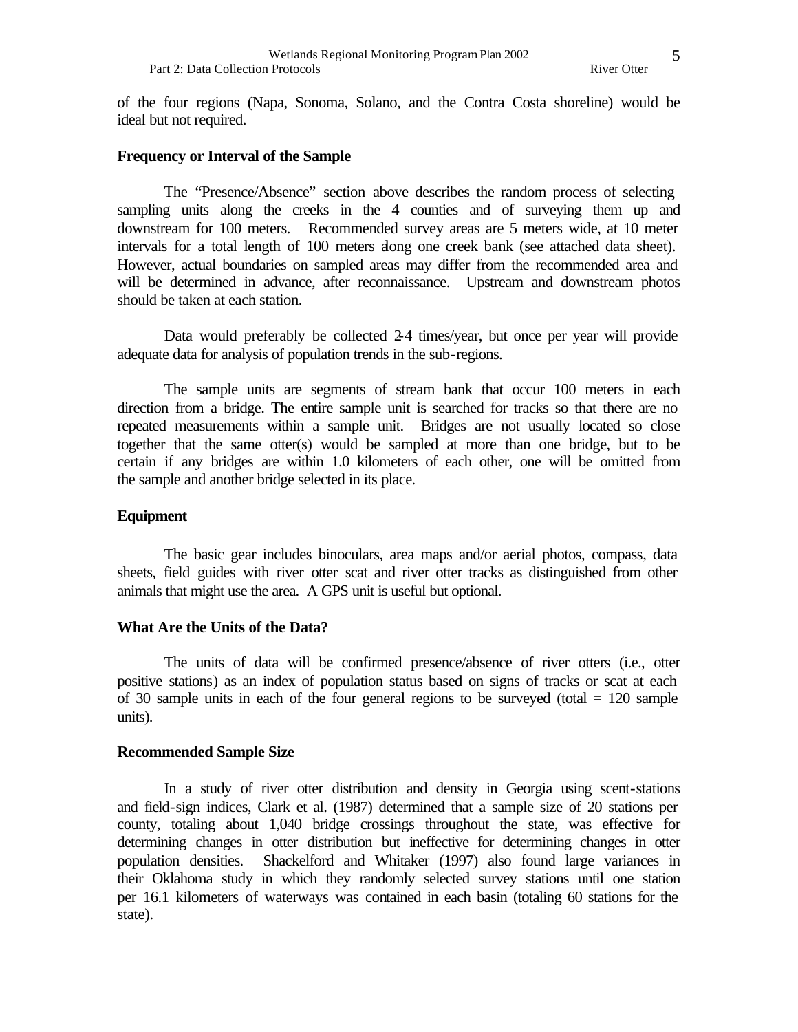of the four regions (Napa, Sonoma, Solano, and the Contra Costa shoreline) would be ideal but not required.

**Frequency or Interval of the Sample**

The "Presence/Absence" section above describes the random process of selecting sampling units along the creeks in the 4 counties and of surveying them up and downstream for 100 meters. Recommended survey areas are 5 meters wide, at 10 meter intervals for a total length of 100 meters along one creek bank (see attached data sheet). However, actual boundaries on sampled areas may differ from the recommended area and will be determined in advance, after reconnaissance. Upstream and downstream photos should be taken at each station.

Data would preferably be collected 2-4 times/year, but once per year will provide adequate data for analysis of population trends in the sub-regions.

The sample units are segments of stream bank that occur 100 meters in each direction from a bridge. The entire sample unit is searched for tracks so that there are no repeated measurements within a sample unit. Bridges are not usually located so close together that the same otter(s) would be sampled at more than one bridge, but to be certain if any bridges are within 1.0 kilometers of each other, one will be omitted from the sample and another bridge selected in its place.

**Equipment**

The basic gear includes binoculars, area maps and/or aerial photos, compass, data sheets, field guides with river otter scat and river otter tracks as distinguished from other animals that might use the area. A GPS unit is useful but optional.

**What Are the Units of the Data?**

The units of data will be confirmed presence/absence of river otters (i.e., otter positive stations) as an index of population status based on signs of tracks or scat at each of 30 sample units in each of the four general regions to be surveyed (total = 120 sample units).

**Recommended Sample Size**

In a study of river otter distribution and density in Georgia using scent-stations and field-sign indices, Clark et al. (1987) determined that a sample size of 20 stations per county, totaling about 1,040 bridge crossings throughout the state, was effective for determining changes in otter distribution but ineffective for determining changes in otter population densities. Shackelford and Whitaker (1997) also found large variances in their Oklahoma study in which they randomly selected survey stations until one station per 16.1 kilometers of waterways was contained in each basin (totaling 60 stations for the state).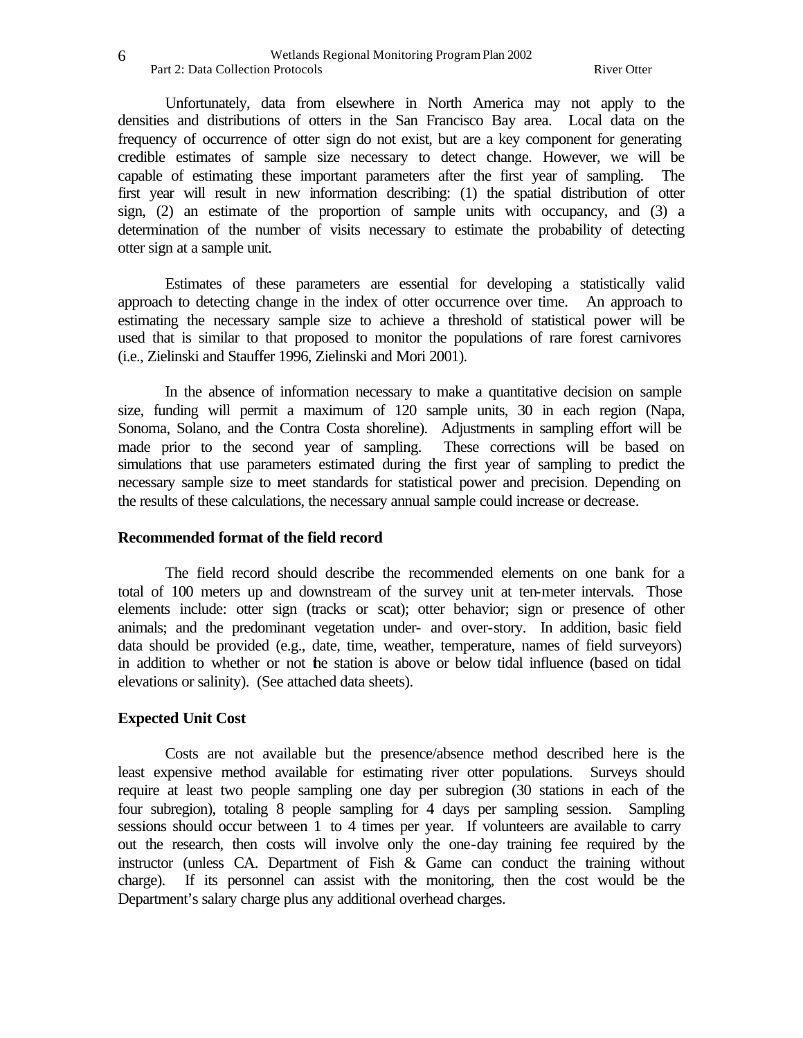Unfortunately, data from elsewhere in North America may not apply to the densities and distributions of otters in the San Francisco Bay area. Local data on the frequency of occurrence of otter sign do not exist, but are a key component for generating credible estimates of sample size necessary to detect change. However, we will be capable of estimating these important parameters after the first year of sampling. The first year will result in new information describing: (1) the spatial distribution of otter sign, (2) an estimate of the proportion of sample units with occupancy, and (3) a determination of the number of visits necessary to estimate the probability of detecting otter sign at a sample unit.

Estimates of these parameters are essential for developing a statistically valid approach to detecting change in the index of otter occurrence over time. An approach to estimating the necessary sample size to achieve a threshold of statistical power will be used that is similar to that proposed to monitor the populations of rare forest carnivores (i.e., Zielinski and Stauffer 1996, Zielinski and Mori 2001).

In the absence of information necessary to make a quantitative decision on sample size, funding will permit a maximum of 120 sample units, 30 in each region (Napa, Sonoma, Solano, and the Contra Costa shoreline). Adjustments in sampling effort will be made prior to the second year of sampling. These corrections will be based on simulations that use parameters estimated during the first year of sampling to predict the necessary sample size to meet standards for statistical power and precision. Depending on the results of these calculations, the necessary annual sample could increase or decrease.

**Recommended format of the field record**

The field record should describe the recommended elements on one bank for a total of 100 meters up and downstream of the survey unit at ten-meter intervals. Those elements include: otter sign (tracks or scat); otter behavior; sign or presence of other animals; and the predominant vegetation under- and over-story. In addition, basic field data should be provided (e.g., date, time, weather, temperature, names of field surveyors) in addition to whether or not the station is above or below tidal influence (based on tidal elevations or salinity). (See attached data sheets).

**Expected Unit Cost**

Costs are not available but the presence/absence method described here is the least expensive method available for estimating river otter populations. Surveys should require at least two people sampling one day per subregion (30 stations in each of the four subregion), totaling 8 people sampling for 4 days per sampling session. Sampling sessions should occur between 1 to 4 times per year. If volunteers are available to carry out the research, then costs will involve only the one-day training fee required by the instructor (unless CA. Department of Fish & Game can conduct the training without charge). If its personnel can assist with the monitoring, then the cost would be the Department's salary charge plus any additional overhead charges.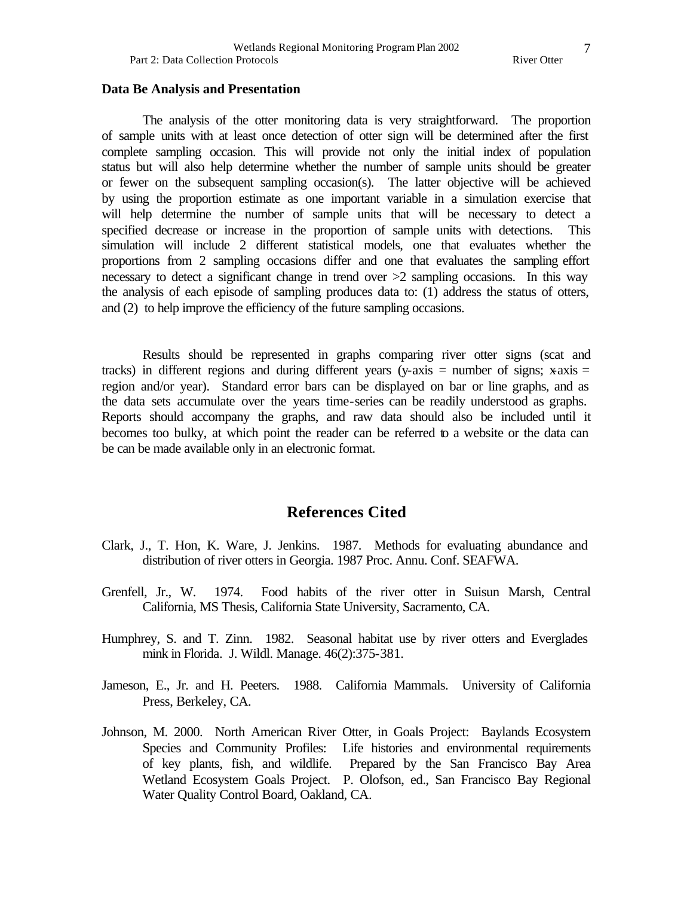**Data Be Analysis and Presentation**

The analysis of the otter monitoring data is very straightforward. The proportion of sample units with at least once detection of otter sign will be determined after the first complete sampling occasion. This will provide not only the initial index of population status but will also help determine whether the number of sample units should be greater or fewer on the subsequent sampling occasion(s). The latter objective will be achieved by using the proportion estimate as one important variable in a simulation exercise that will help determine the number of sample units that will be necessary to detect a specified decrease or increase in the proportion of sample units with detections. This simulation will include 2 different statistical models, one that evaluates whether the proportions from 2 sampling occasions differ and one that evaluates the sampling effort necessary to detect a significant change in trend over >2 sampling occasions. In this way the analysis of each episode of sampling produces data to: (1) address the status of otters, and (2) to help improve the efficiency of the future sampling occasions.

Results should be represented in graphs comparing river otter signs (scat and tracks) in different regions and during different years (y-axis = number of signs; x-axis = region and/or year). Standard error bars can be displayed on bar or line graphs, and as the data sets accumulate over the years time-series can be readily understood as graphs. Reports should accompany the graphs, and raw data should also be included until it becomes too bulky, at which point the reader can be referred to a website or the data can be can be made available only in an electronic format.

## References Cited

Clark, J., T. Hon, K. Ware, J. Jenkins. 1987. Methods for evaluating abundance and distribution of river otters in Georgia. 1987 Proc. Annu. Conf. SEAFWA.

Grenfell, Jr., W. 1974. Food habits of the river otter in Suisun Marsh, Central California, MS Thesis, California State University, Sacramento, CA.

Humphrey, S. and T. Zinn. 1982. Seasonal habitat use by river otters and Everglades mink in Florida. J. Wildl. Manage. 46(2):375-381.

Jameson, E., Jr. and H. Peeters. 1988. California Mammals. University of California Press, Berkeley, CA.

Johnson, M. 2000. North American River Otter, in Goals Project: Baylands Ecosystem Species and Community Profiles: Life histories and environmental requirements of key plants, fish, and wildlife. Prepared by the San Francisco Bay Area Wetland Ecosystem Goals Project. P. Olofson, ed., San Francisco Bay Regional Water Quality Control Board, Oakland, CA.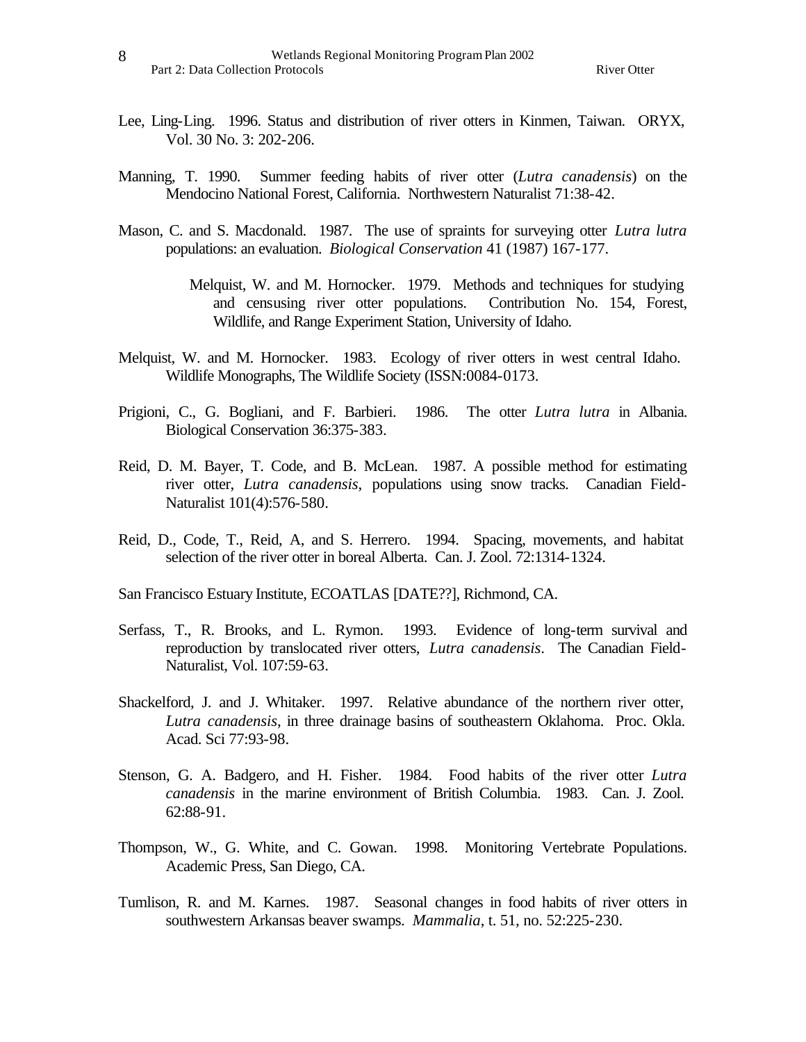Lee, Ling-Ling. 1996. Status and distribution of river otters in Kinmen, Taiwan. ORYX, Vol. 30 No. 3: 202-206.

Manning, T. 1990. Summer feeding habits of river otter (*Lutra canadensis*) on the Mendocino National Forest, California. Northwestern Naturalist 71:38-42.

Mason, C. and S. Macdonald. 1987. The use of spraints for surveying otter *Lutra lutra* populations: an evaluation. *Biological Conservation* 41 (1987) 167-177.

Melquist, W. and M. Hornocker. 1979. Methods and techniques for studying and censusing river otter populations. Contribution No. 154, Forest, Wildlife, and Range Experiment Station, University of Idaho.

Melquist, W. and M. Hornocker. 1983. Ecology of river otters in west central Idaho. Wildlife Monographs, The Wildlife Society (ISSN:0084-0173.

Prigioni, C., G. Bogliani, and F. Barbieri. 1986. The otter *Lutra lutra* in Albania. Biological Conservation 36:375-383.

Reid, D. M. Bayer, T. Code, and B. McLean. 1987. A possible method for estimating river otter, *Lutra canadensis*, populations using snow tracks. Canadian Field-Naturalist 101(4):576-580.

Reid, D., Code, T., Reid, A, and S. Herrero. 1994. Spacing, movements, and habitat selection of the river otter in boreal Alberta. Can. J. Zool. 72:1314-1324.

San Francisco Estuary Institute, ECOATLAS [DATE??], Richmond, CA.

Serfass, T., R. Brooks, and L. Rymon. 1993. Evidence of long-term survival and reproduction by translocated river otters, *Lutra canadensis*. The Canadian Field-Naturalist, Vol. 107:59-63.

Shackelford, J. and J. Whitaker. 1997. Relative abundance of the northern river otter, *Lutra canadensis*, in three drainage basins of southeastern Oklahoma. Proc. Okla. Acad. Sci 77:93-98.

Stenson, G. A. Badgero, and H. Fisher. 1984. Food habits of the river otter *Lutra canadensis* in the marine environment of British Columbia. 1983. Can. J. Zool. 62:88-91.

Thompson, W., G. White, and C. Gowan. 1998. Monitoring Vertebrate Populations. Academic Press, San Diego, CA.

Tumlison, R. and M. Karnes. 1987. Seasonal changes in food habits of river otters in southwestern Arkansas beaver swamps. *Mammalia*, t. 51, no. 52:225-230.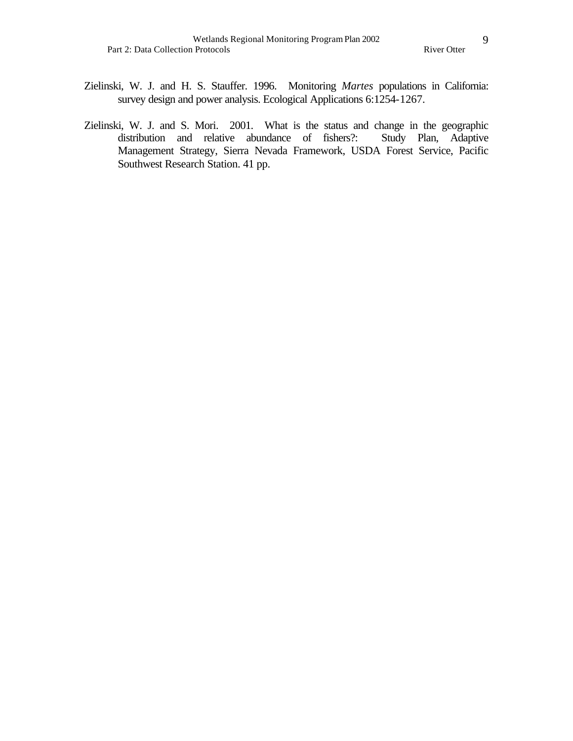Zielinski, W. J. and H. S. Stauffer. 1996. Monitoring *Martes* populations in California: survey design and power analysis. Ecological Applications 6:1254-1267.

Zielinski, W. J. and S. Mori. 2001. What is the status and change in the geographic distribution and relative abundance of fishers?: Study Plan, Adaptive Management Strategy, Sierra Nevada Framework, USDA Forest Service, Pacific Southwest Research Station. 41 pp.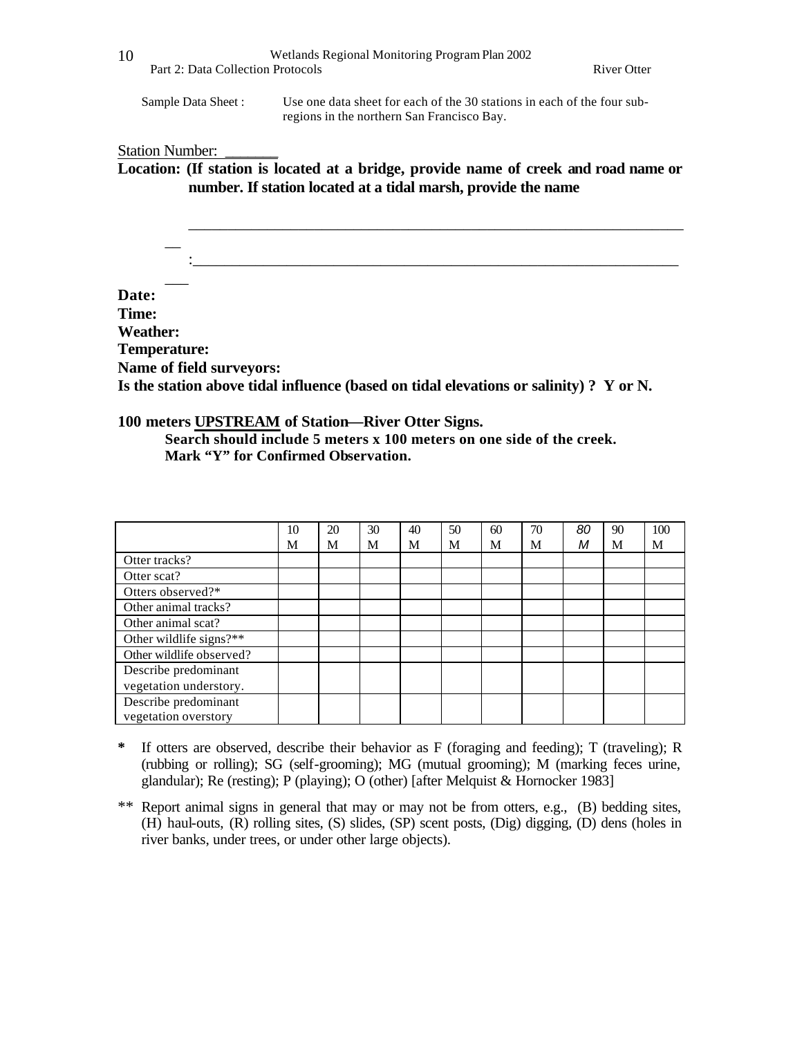Sample Data Sheet : Use one data sheet for each of the 30 stations in each of the four sub-regions in the northern San Francisco Bay.

Station Number: _______

**Location: (If station is located at a bridge, provide name of creek and road name or number. If station located at a tidal marsh, provide the name**

____________________________________________________________________

:___________________________________________________________________

**Date:**

**Time:**

**Weather:**

**Temperature:**

**Name of field surveyors:**

**Is the station above tidal influence (based on tidal elevations or salinity) ? Y or N.**

**100 meters UPSTREAM of Station—River Otter Signs.**

**Search should include 5 meters x 100 meters on one side of the creek.**
**Mark "Y" for Confirmed Observation.**

| | 10 M | 20 M | 30 M | 40 M | 50 M | 60 M | 70 M | 80 M | 90 M | 100 M |
|---|---|---|---|---|---|---|---|---|---|---|
| Otter tracks? | | | | | | | | | | |
| Otter scat? | | | | | | | | | | |
| Otters observed?* | | | | | | | | | | |
| Other animal tracks? | | | | | | | | | | |
| Other animal scat? | | | | | | | | | | |
| Other wildlife signs?** | | | | | | | | | | |
| Other wildlife observed? | | | | | | | | | | |
| Describe predominant vegetation understory. | | | | | | | | | | |
| Describe predominant vegetation overstory | | | | | | | | | | |

\* If otters are observed, describe their behavior as F (foraging and feeding); T (traveling); R (rubbing or rolling); SG (self-grooming); MG (mutual grooming); M (marking feces urine, glandular); Re (resting); P (playing); O (other) [after Melquist & Hornocker 1983]

** Report animal signs in general that may or may not be from otters, e.g., (B) bedding sites, (H) haul-outs, (R) rolling sites, (S) slides, (SP) scent posts, (Dig) digging, (D) dens (holes in river banks, under trees, or under other large objects).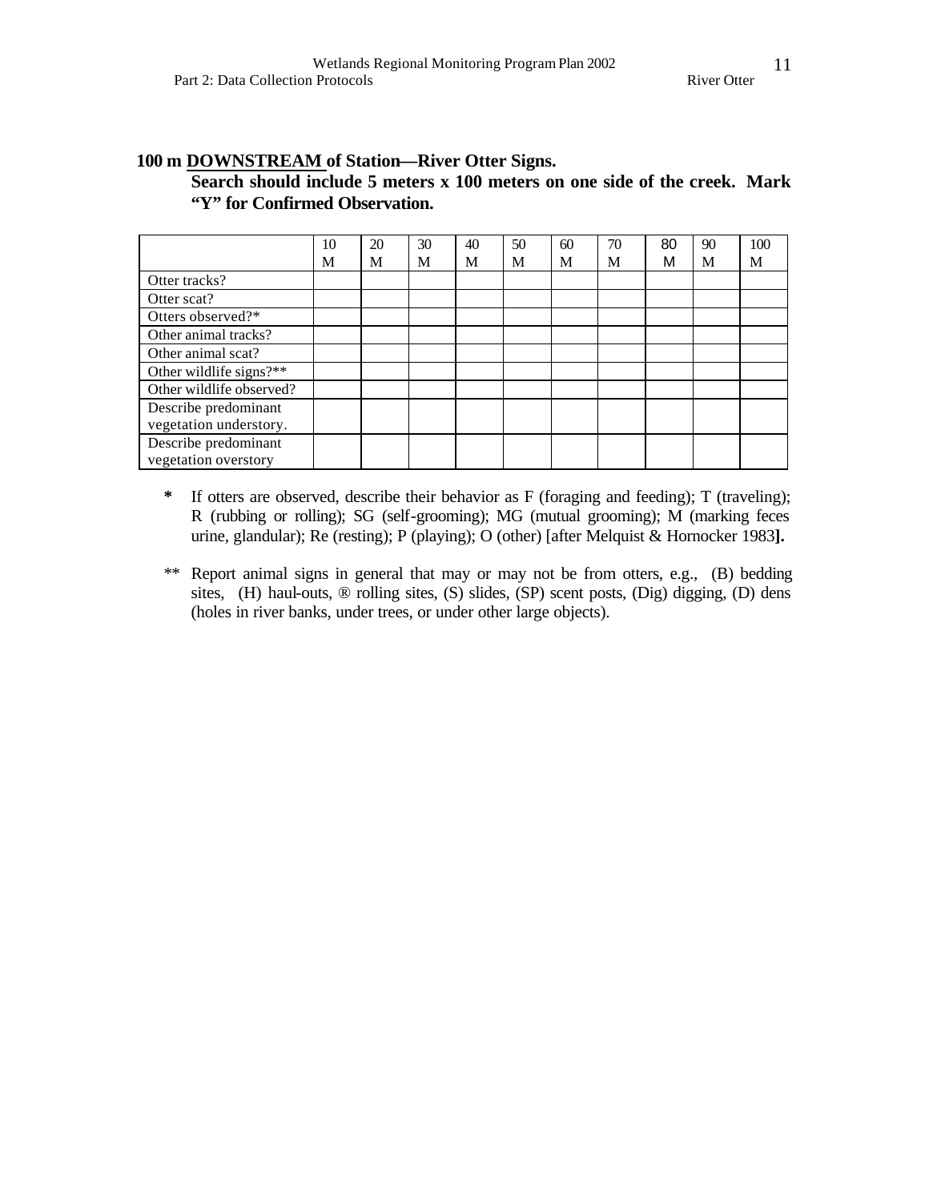**100 m DOWNSTREAM of Station—River Otter Signs.**

**Search should include 5 meters x 100 meters on one side of the creek. Mark "Y" for Confirmed Observation.**

| | 10 M | 20 M | 30 M | 40 M | 50 M | 60 M | 70 M | 80 M | 90 M | 100 M |
|---|---|---|---|---|---|---|---|---|---|---|
| Otter tracks? | | | | | | | | | | |
| Otter scat? | | | | | | | | | | |
| Otters observed?* | | | | | | | | | | |
| Other animal tracks? | | | | | | | | | | |
| Other animal scat? | | | | | | | | | | |
| Other wildlife signs?** | | | | | | | | | | |
| Other wildlife observed? | | | | | | | | | | |
| Describe predominant vegetation understory. | | | | | | | | | | |
| Describe predominant vegetation overstory | | | | | | | | | | |

**\*** If otters are observed, describe their behavior as F (foraging and feeding); T (traveling); R (rubbing or rolling); SG (self-grooming); MG (mutual grooming); M (marking feces urine, glandular); Re (resting); P (playing); O (other) [after Melquist & Hornocker 1983**].**

** Report animal signs in general that may or may not be from otters, e.g., (B) bedding sites, (H) haul-outs, ® rolling sites, (S) slides, (SP) scent posts, (Dig) digging, (D) dens (holes in river banks, under trees, or under other large objects).